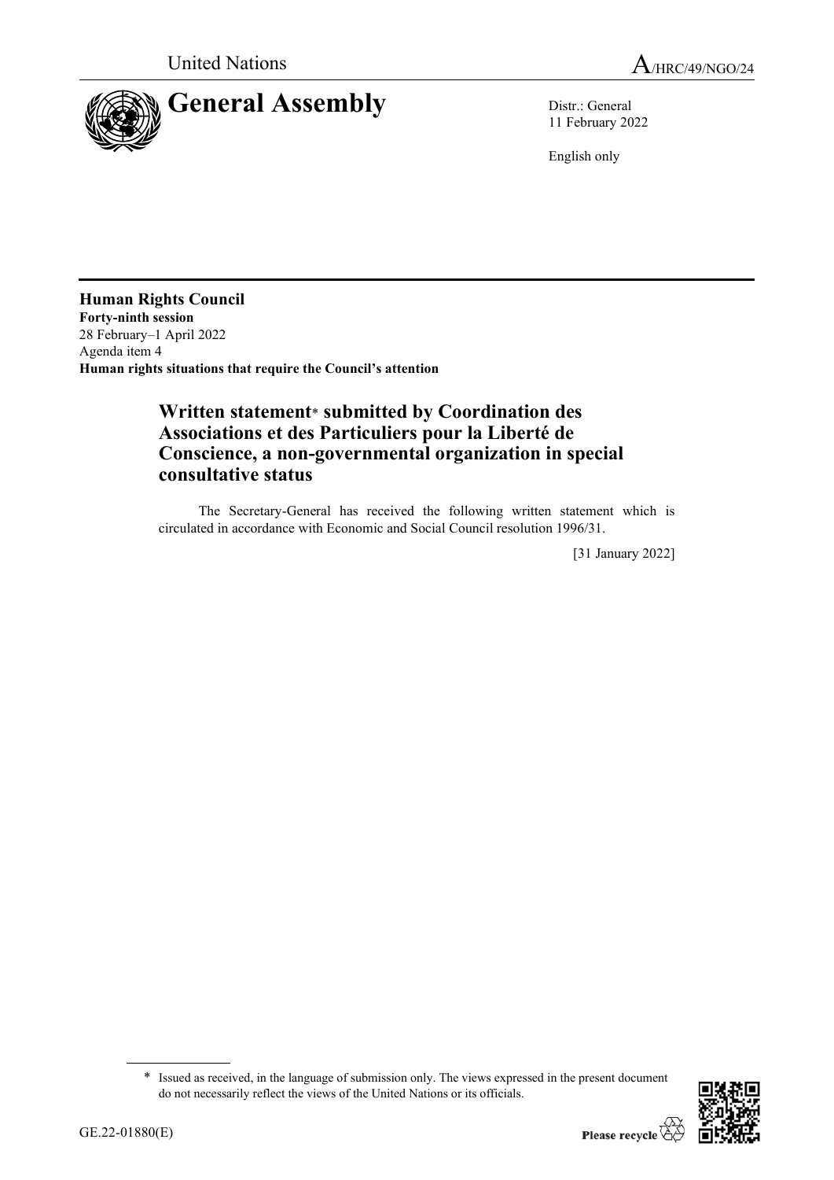United Nations

A/HRC/49/NGO/24

# General Assembly

Distr.: General
11 February 2022

English only

**Human Rights Council**
**Forty-ninth session**
28 February–1 April 2022
Agenda item 4
**Human rights situations that require the Council's attention**

## Written statement* submitted by Coordination des Associations et des Particuliers pour la Liberté de Conscience, a non-governmental organization in special consultative status

The Secretary-General has received the following written statement which is circulated in accordance with Economic and Social Council resolution 1996/31.

[31 January 2022]

\* Issued as received, in the language of submission only. The views expressed in the present document do not necessarily reflect the views of the United Nations or its officials.

GE.22-01880(E)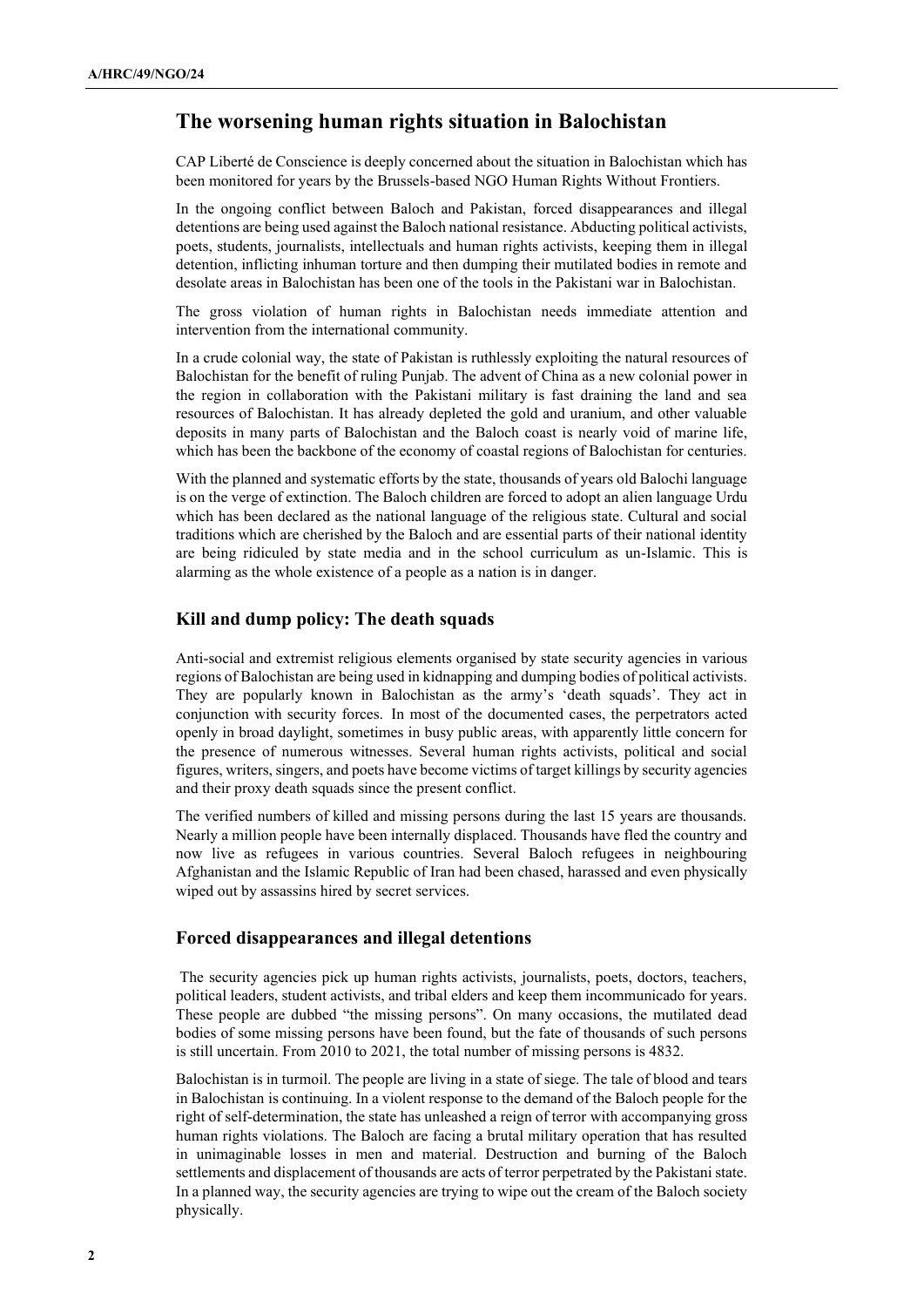## The worsening human rights situation in Balochistan

CAP Liberté de Conscience is deeply concerned about the situation in Balochistan which has been monitored for years by the Brussels-based NGO Human Rights Without Frontiers.

In the ongoing conflict between Baloch and Pakistan, forced disappearances and illegal detentions are being used against the Baloch national resistance. Abducting political activists, poets, students, journalists, intellectuals and human rights activists, keeping them in illegal detention, inflicting inhuman torture and then dumping their mutilated bodies in remote and desolate areas in Balochistan has been one of the tools in the Pakistani war in Balochistan.

The gross violation of human rights in Balochistan needs immediate attention and intervention from the international community.

In a crude colonial way, the state of Pakistan is ruthlessly exploiting the natural resources of Balochistan for the benefit of ruling Punjab. The advent of China as a new colonial power in the region in collaboration with the Pakistani military is fast draining the land and sea resources of Balochistan. It has already depleted the gold and uranium, and other valuable deposits in many parts of Balochistan and the Baloch coast is nearly void of marine life, which has been the backbone of the economy of coastal regions of Balochistan for centuries.

With the planned and systematic efforts by the state, thousands of years old Balochi language is on the verge of extinction. The Baloch children are forced to adopt an alien language Urdu which has been declared as the national language of the religious state. Cultural and social traditions which are cherished by the Baloch and are essential parts of their national identity are being ridiculed by state media and in the school curriculum as un-Islamic. This is alarming as the whole existence of a people as a nation is in danger.

### Kill and dump policy: The death squads

Anti-social and extremist religious elements organised by state security agencies in various regions of Balochistan are being used in kidnapping and dumping bodies of political activists. They are popularly known in Balochistan as the army's 'death squads'. They act in conjunction with security forces. In most of the documented cases, the perpetrators acted openly in broad daylight, sometimes in busy public areas, with apparently little concern for the presence of numerous witnesses. Several human rights activists, political and social figures, writers, singers, and poets have become victims of target killings by security agencies and their proxy death squads since the present conflict.

The verified numbers of killed and missing persons during the last 15 years are thousands. Nearly a million people have been internally displaced. Thousands have fled the country and now live as refugees in various countries. Several Baloch refugees in neighbouring Afghanistan and the Islamic Republic of Iran had been chased, harassed and even physically wiped out by assassins hired by secret services.

### Forced disappearances and illegal detentions

The security agencies pick up human rights activists, journalists, poets, doctors, teachers, political leaders, student activists, and tribal elders and keep them incommunicado for years. These people are dubbed "the missing persons". On many occasions, the mutilated dead bodies of some missing persons have been found, but the fate of thousands of such persons is still uncertain. From 2010 to 2021, the total number of missing persons is 4832.

Balochistan is in turmoil. The people are living in a state of siege. The tale of blood and tears in Balochistan is continuing. In a violent response to the demand of the Baloch people for the right of self-determination, the state has unleashed a reign of terror with accompanying gross human rights violations. The Baloch are facing a brutal military operation that has resulted in unimaginable losses in men and material. Destruction and burning of the Baloch settlements and displacement of thousands are acts of terror perpetrated by the Pakistani state. In a planned way, the security agencies are trying to wipe out the cream of the Baloch society physically.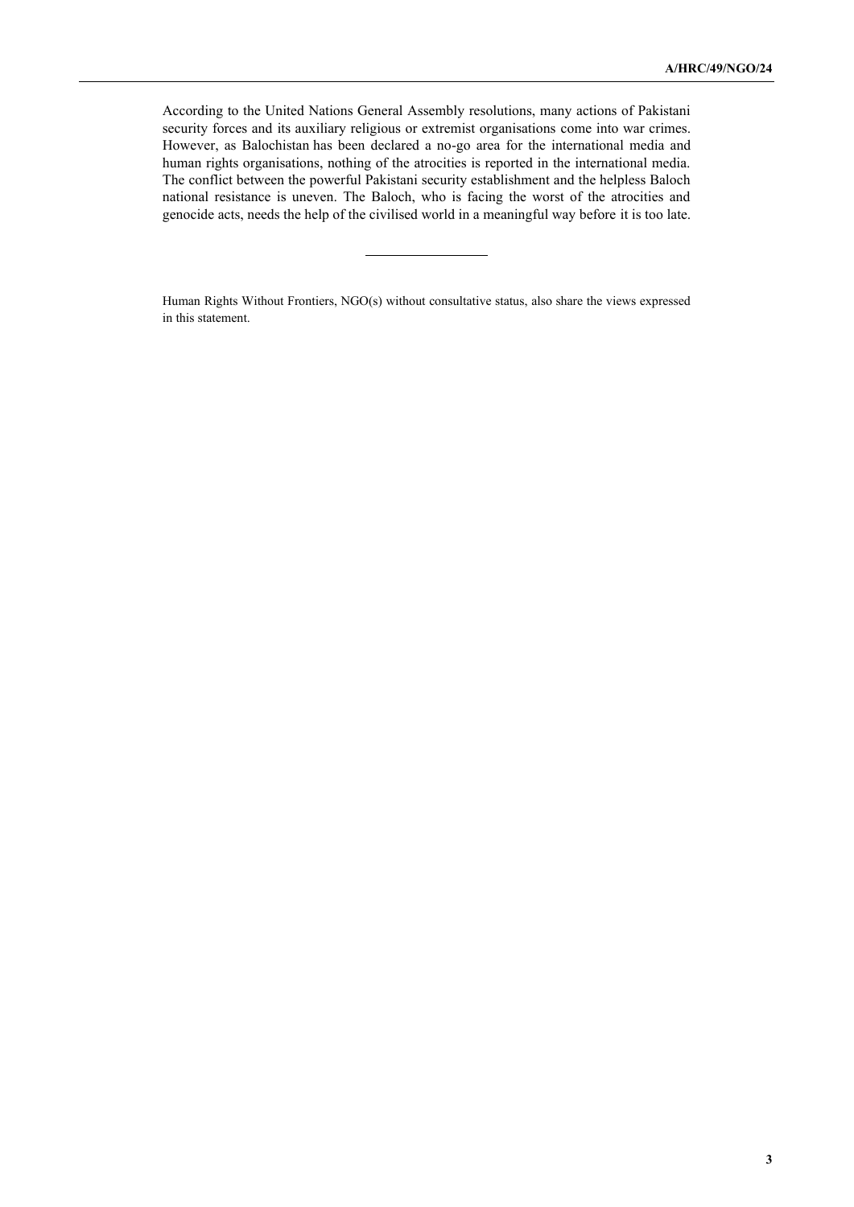According to the United Nations General Assembly resolutions, many actions of Pakistani security forces and its auxiliary religious or extremist organisations come into war crimes. However, as Balochistan has been declared a no-go area for the international media and human rights organisations, nothing of the atrocities is reported in the international media. The conflict between the powerful Pakistani security establishment and the helpless Baloch national resistance is uneven. The Baloch, who is facing the worst of the atrocities and genocide acts, needs the help of the civilised world in a meaningful way before it is too late.

---

Human Rights Without Frontiers, NGO(s) without consultative status, also share the views expressed in this statement.